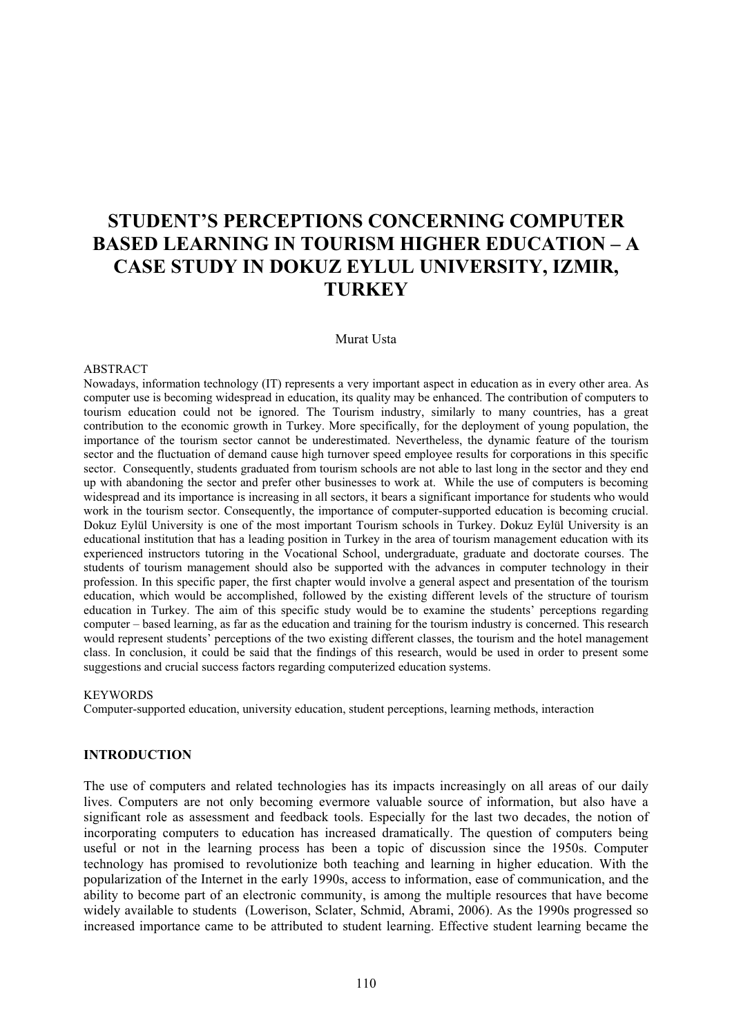# STUDENT'S PERCEPTIONS CONCERNING COMPUTER BASED LEARNING IN TOURISM HIGHER EDUCATION – A CASE STUDY IN DOKUZ EYLUL UNIVERSITY, IZMIR, TURKEY

Murat Usta

ABSTRACT

Nowadays, information technology (IT) represents a very important aspect in education as in every other area. As computer use is becoming widespread in education, its quality may be enhanced. The contribution of computers to tourism education could not be ignored. The Tourism industry, similarly to many countries, has a great contribution to the economic growth in Turkey. More specifically, for the deployment of young population, the importance of the tourism sector cannot be underestimated. Nevertheless, the dynamic feature of the tourism sector and the fluctuation of demand cause high turnover speed employee results for corporations in this specific sector. Consequently, students graduated from tourism schools are not able to last long in the sector and they end up with abandoning the sector and prefer other businesses to work at. While the use of computers is becoming widespread and its importance is increasing in all sectors, it bears a significant importance for students who would work in the tourism sector. Consequently, the importance of computer-supported education is becoming crucial. Dokuz Eylül University is one of the most important Tourism schools in Turkey. Dokuz Eylül University is an educational institution that has a leading position in Turkey in the area of tourism management education with its experienced instructors tutoring in the Vocational School, undergraduate, graduate and doctorate courses. The students of tourism management should also be supported with the advances in computer technology in their profession. In this specific paper, the first chapter would involve a general aspect and presentation of the tourism education, which would be accomplished, followed by the existing different levels of the structure of tourism education in Turkey. The aim of this specific study would be to examine the students' perceptions regarding computer – based learning, as far as the education and training for the tourism industry is concerned. This research would represent students' perceptions of the two existing different classes, the tourism and the hotel management class. In conclusion, it could be said that the findings of this research, would be used in order to present some suggestions and crucial success factors regarding computerized education systems.

KEYWORDS

Computer-supported education, university education, student perceptions, learning methods, interaction

## INTRODUCTION

The use of computers and related technologies has its impacts increasingly on all areas of our daily lives. Computers are not only becoming evermore valuable source of information, but also have a significant role as assessment and feedback tools. Especially for the last two decades, the notion of incorporating computers to education has increased dramatically. The question of computers being useful or not in the learning process has been a topic of discussion since the 1950s. Computer technology has promised to revolutionize both teaching and learning in higher education. With the popularization of the Internet in the early 1990s, access to information, ease of communication, and the ability to become part of an electronic community, is among the multiple resources that have become widely available to students (Lowerison, Sclater, Schmid, Abrami, 2006). As the 1990s progressed so increased importance came to be attributed to student learning. Effective student learning became the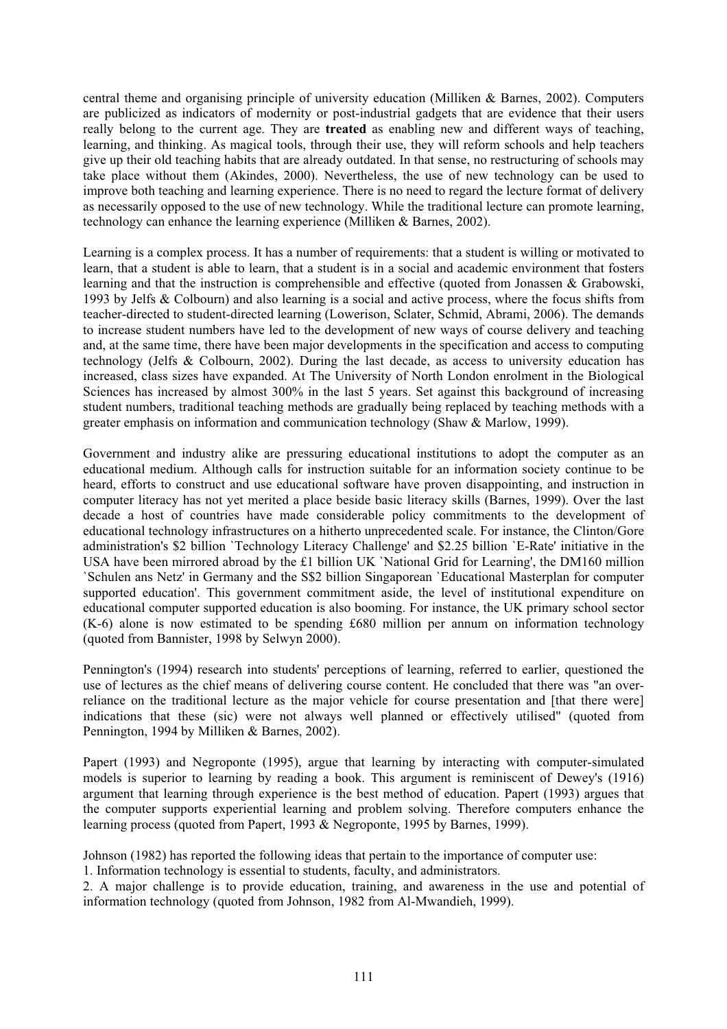central theme and organising principle of university education (Milliken & Barnes, 2002). Computers are publicized as indicators of modernity or post-industrial gadgets that are evidence that their users really belong to the current age. They are **treated** as enabling new and different ways of teaching, learning, and thinking. As magical tools, through their use, they will reform schools and help teachers give up their old teaching habits that are already outdated. In that sense, no restructuring of schools may take place without them (Akindes, 2000). Nevertheless, the use of new technology can be used to improve both teaching and learning experience. There is no need to regard the lecture format of delivery as necessarily opposed to the use of new technology. While the traditional lecture can promote learning, technology can enhance the learning experience (Milliken & Barnes, 2002).

Learning is a complex process. It has a number of requirements: that a student is willing or motivated to learn, that a student is able to learn, that a student is in a social and academic environment that fosters learning and that the instruction is comprehensible and effective (quoted from Jonassen & Grabowski, 1993 by Jelfs & Colbourn) and also learning is a social and active process, where the focus shifts from teacher-directed to student-directed learning (Lowerison, Sclater, Schmid, Abrami, 2006). The demands to increase student numbers have led to the development of new ways of course delivery and teaching and, at the same time, there have been major developments in the specification and access to computing technology (Jelfs & Colbourn, 2002). During the last decade, as access to university education has increased, class sizes have expanded. At The University of North London enrolment in the Biological Sciences has increased by almost 300% in the last 5 years. Set against this background of increasing student numbers, traditional teaching methods are gradually being replaced by teaching methods with a greater emphasis on information and communication technology (Shaw & Marlow, 1999).

Government and industry alike are pressuring educational institutions to adopt the computer as an educational medium. Although calls for instruction suitable for an information society continue to be heard, efforts to construct and use educational software have proven disappointing, and instruction in computer literacy has not yet merited a place beside basic literacy skills (Barnes, 1999). Over the last decade a host of countries have made considerable policy commitments to the development of educational technology infrastructures on a hitherto unprecedented scale. For instance, the Clinton/Gore administration's $2 billion `Technology Literacy Challenge' and $2.25 billion `E-Rate' initiative in the USA have been mirrored abroad by the £1 billion UK `National Grid for Learning', the DM160 million `Schulen ans Netz' in Germany and the S$2 billion Singaporean `Educational Masterplan for computer supported education'. This government commitment aside, the level of institutional expenditure on educational computer supported education is also booming. For instance, the UK primary school sector (K-6) alone is now estimated to be spending £680 million per annum on information technology (quoted from Bannister, 1998 by Selwyn 2000).

Pennington's (1994) research into students' perceptions of learning, referred to earlier, questioned the use of lectures as the chief means of delivering course content. He concluded that there was "an over-reliance on the traditional lecture as the major vehicle for course presentation and [that there were] indications that these (sic) were not always well planned or effectively utilised" (quoted from Pennington, 1994 by Milliken & Barnes, 2002).

Papert (1993) and Negroponte (1995), argue that learning by interacting with computer-simulated models is superior to learning by reading a book. This argument is reminiscent of Dewey's (1916) argument that learning through experience is the best method of education. Papert (1993) argues that the computer supports experiential learning and problem solving. Therefore computers enhance the learning process (quoted from Papert, 1993 & Negroponte, 1995 by Barnes, 1999).

Johnson (1982) has reported the following ideas that pertain to the importance of computer use:

1. Information technology is essential to students, faculty, and administrators.
2. A major challenge is to provide education, training, and awareness in the use and potential of information technology (quoted from Johnson, 1982 from Al-Mwandieh, 1999).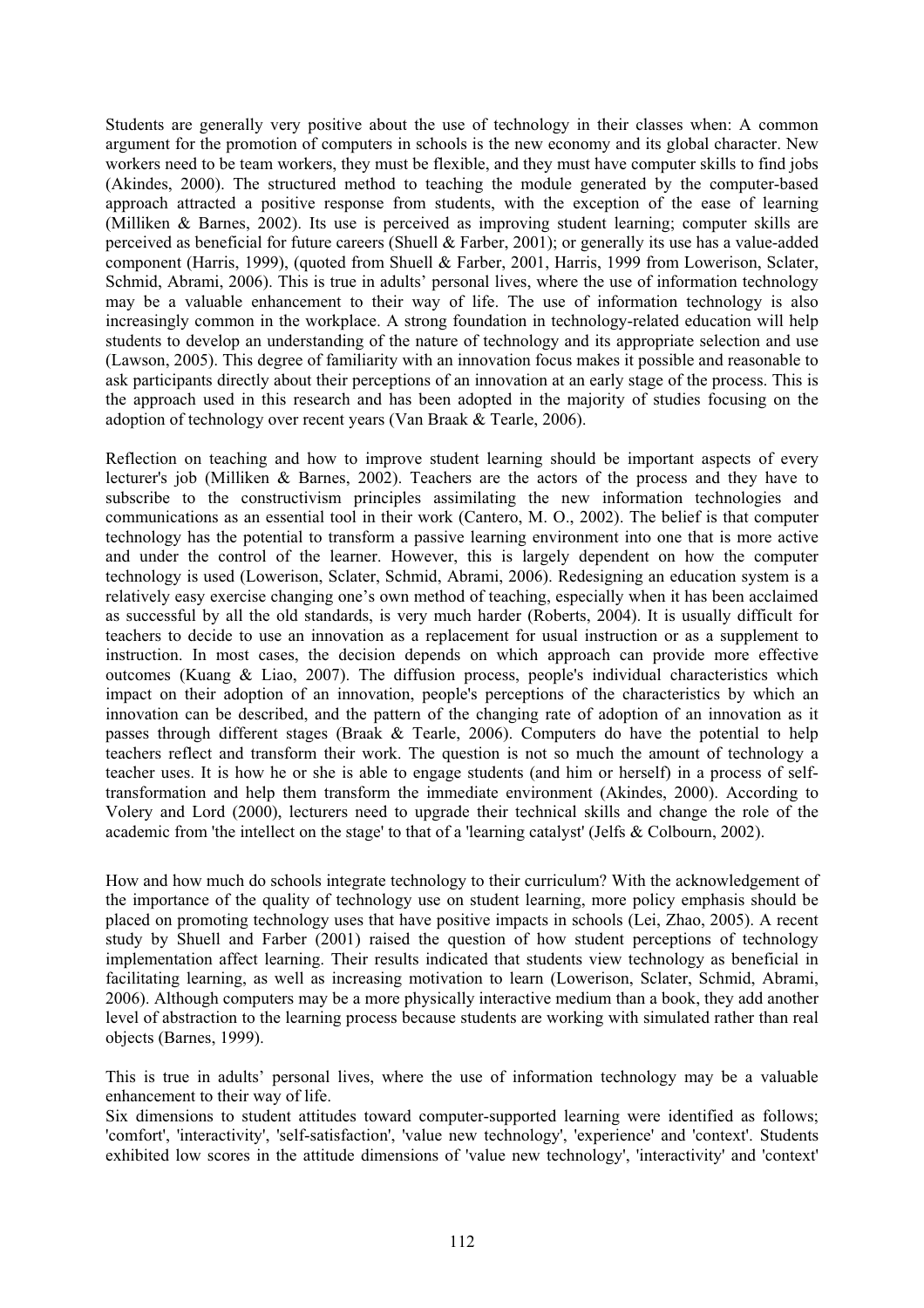Students are generally very positive about the use of technology in their classes when: A common argument for the promotion of computers in schools is the new economy and its global character. New workers need to be team workers, they must be flexible, and they must have computer skills to find jobs (Akindes, 2000). The structured method to teaching the module generated by the computer-based approach attracted a positive response from students, with the exception of the ease of learning (Milliken & Barnes, 2002). Its use is perceived as improving student learning; computer skills are perceived as beneficial for future careers (Shuell & Farber, 2001); or generally its use has a value-added component (Harris, 1999), (quoted from Shuell & Farber, 2001, Harris, 1999 from Lowerison, Sclater, Schmid, Abrami, 2006). This is true in adults' personal lives, where the use of information technology may be a valuable enhancement to their way of life. The use of information technology is also increasingly common in the workplace. A strong foundation in technology-related education will help students to develop an understanding of the nature of technology and its appropriate selection and use (Lawson, 2005). This degree of familiarity with an innovation focus makes it possible and reasonable to ask participants directly about their perceptions of an innovation at an early stage of the process. This is the approach used in this research and has been adopted in the majority of studies focusing on the adoption of technology over recent years (Van Braak & Tearle, 2006).

Reflection on teaching and how to improve student learning should be important aspects of every lecturer's job (Milliken & Barnes, 2002). Teachers are the actors of the process and they have to subscribe to the constructivism principles assimilating the new information technologies and communications as an essential tool in their work (Cantero, M. O., 2002). The belief is that computer technology has the potential to transform a passive learning environment into one that is more active and under the control of the learner. However, this is largely dependent on how the computer technology is used (Lowerison, Sclater, Schmid, Abrami, 2006). Redesigning an education system is a relatively easy exercise changing one's own method of teaching, especially when it has been acclaimed as successful by all the old standards, is very much harder (Roberts, 2004). It is usually difficult for teachers to decide to use an innovation as a replacement for usual instruction or as a supplement to instruction. In most cases, the decision depends on which approach can provide more effective outcomes (Kuang & Liao, 2007). The diffusion process, people's individual characteristics which impact on their adoption of an innovation, people's perceptions of the characteristics by which an innovation can be described, and the pattern of the changing rate of adoption of an innovation as it passes through different stages (Braak & Tearle, 2006). Computers do have the potential to help teachers reflect and transform their work. The question is not so much the amount of technology a teacher uses. It is how he or she is able to engage students (and him or herself) in a process of self-transformation and help them transform the immediate environment (Akindes, 2000). According to Volery and Lord (2000), lecturers need to upgrade their technical skills and change the role of the academic from 'the intellect on the stage' to that of a 'learning catalyst' (Jelfs & Colbourn, 2002).

How and how much do schools integrate technology to their curriculum? With the acknowledgement of the importance of the quality of technology use on student learning, more policy emphasis should be placed on promoting technology uses that have positive impacts in schools (Lei, Zhao, 2005). A recent study by Shuell and Farber (2001) raised the question of how student perceptions of technology implementation affect learning. Their results indicated that students view technology as beneficial in facilitating learning, as well as increasing motivation to learn (Lowerison, Sclater, Schmid, Abrami, 2006). Although computers may be a more physically interactive medium than a book, they add another level of abstraction to the learning process because students are working with simulated rather than real objects (Barnes, 1999).

This is true in adults' personal lives, where the use of information technology may be a valuable enhancement to their way of life.

Six dimensions to student attitudes toward computer-supported learning were identified as follows; 'comfort', 'interactivity', 'self-satisfaction', 'value new technology', 'experience' and 'context'. Students exhibited low scores in the attitude dimensions of 'value new technology', 'interactivity' and 'context'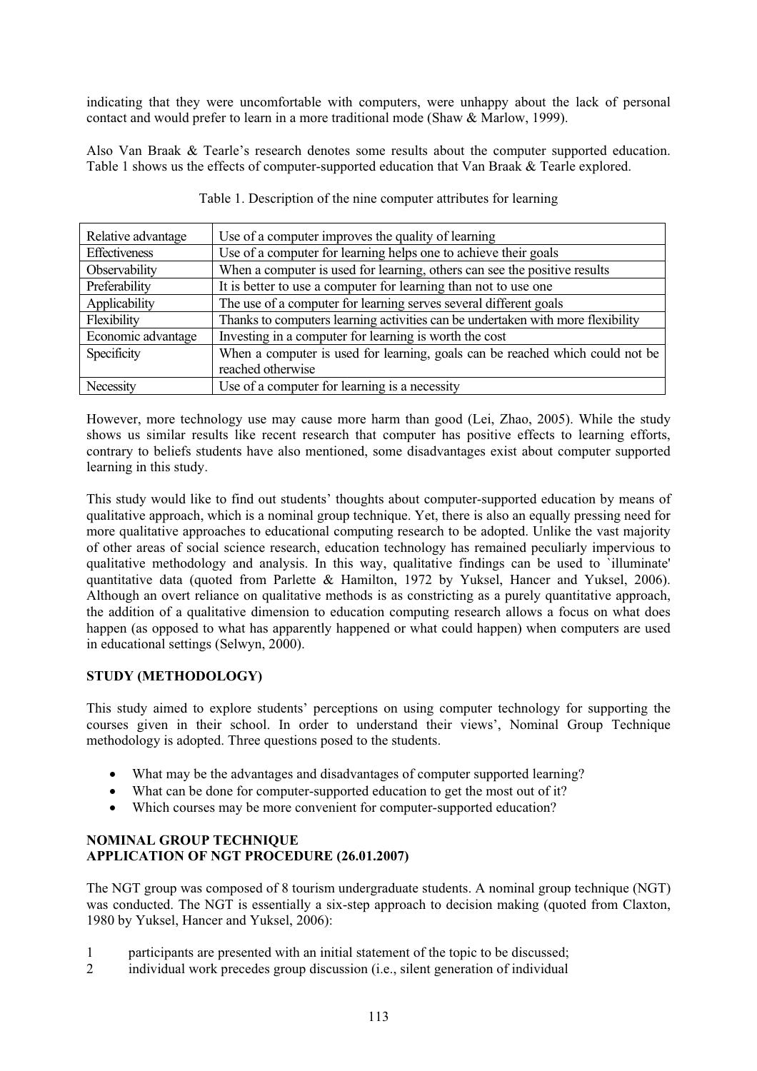indicating that they were uncomfortable with computers, were unhappy about the lack of personal contact and would prefer to learn in a more traditional mode (Shaw & Marlow, 1999).

Also Van Braak & Tearle's research denotes some results about the computer supported education. Table 1 shows us the effects of computer-supported education that Van Braak & Tearle explored.

Table 1. Description of the nine computer attributes for learning

| | |
|---|---|
| Relative advantage | Use of a computer improves the quality of learning |
| Effectiveness | Use of a computer for learning helps one to achieve their goals |
| Observability | When a computer is used for learning, others can see the positive results |
| Preferability | It is better to use a computer for learning than not to use one |
| Applicability | The use of a computer for learning serves several different goals |
| Flexibility | Thanks to computers learning activities can be undertaken with more flexibility |
| Economic advantage | Investing in a computer for learning is worth the cost |
| Specificity | When a computer is used for learning, goals can be reached which could not be reached otherwise |
| Necessity | Use of a computer for learning is a necessity |

However, more technology use may cause more harm than good (Lei, Zhao, 2005). While the study shows us similar results like recent research that computer has positive effects to learning efforts, contrary to beliefs students have also mentioned, some disadvantages exist about computer supported learning in this study.

This study would like to find out students' thoughts about computer-supported education by means of qualitative approach, which is a nominal group technique. Yet, there is also an equally pressing need for more qualitative approaches to educational computing research to be adopted. Unlike the vast majority of other areas of social science research, education technology has remained peculiarly impervious to qualitative methodology and analysis. In this way, qualitative findings can be used to `illuminate' quantitative data (quoted from Parlette & Hamilton, 1972 by Yuksel, Hancer and Yuksel, 2006). Although an overt reliance on qualitative methods is as constricting as a purely quantitative approach, the addition of a qualitative dimension to education computing research allows a focus on what does happen (as opposed to what has apparently happened or what could happen) when computers are used in educational settings (Selwyn, 2000).

## STUDY (METHODOLOGY)

This study aimed to explore students' perceptions on using computer technology for supporting the courses given in their school. In order to understand their views', Nominal Group Technique methodology is adopted. Three questions posed to the students.

- What may be the advantages and disadvantages of computer supported learning?
- What can be done for computer-supported education to get the most out of it?
- Which courses may be more convenient for computer-supported education?

## NOMINAL GROUP TECHNIQUE
## APPLICATION OF NGT PROCEDURE (26.01.2007)

The NGT group was composed of 8 tourism undergraduate students. A nominal group technique (NGT) was conducted. The NGT is essentially a six-step approach to decision making (quoted from Claxton, 1980 by Yuksel, Hancer and Yuksel, 2006):

1. participants are presented with an initial statement of the topic to be discussed;
2. individual work precedes group discussion (i.e., silent generation of individual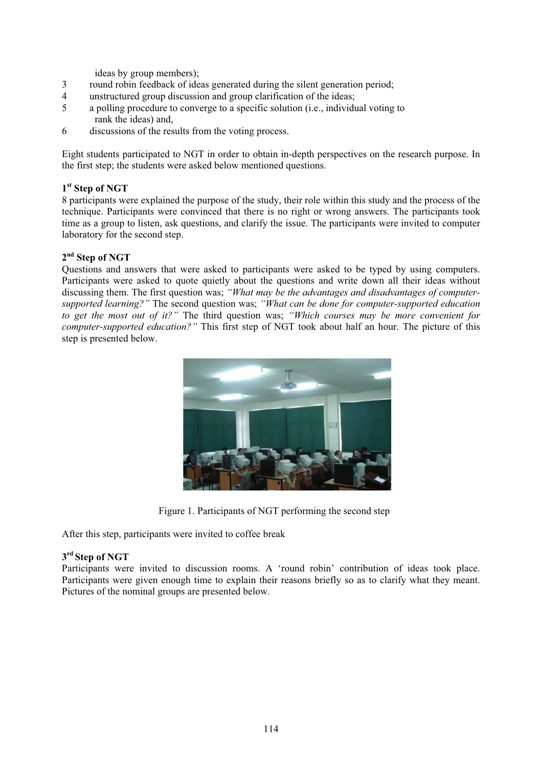ideas by group members);

3 round robin feedback of ideas generated during the silent generation period;
4 unstructured group discussion and group clarification of the ideas;
5 a polling procedure to converge to a specific solution (i.e., individual voting to rank the ideas) and,
6 discussions of the results from the voting process.

Eight students participated to NGT in order to obtain in-depth perspectives on the research purpose. In the first step; the students were asked below mentioned questions.

**1st Step of NGT**

8 participants were explained the purpose of the study, their role within this study and the process of the technique. Participants were convinced that there is no right or wrong answers. The participants took time as a group to listen, ask questions, and clarify the issue. The participants were invited to computer laboratory for the second step.

**2nd Step of NGT**

Questions and answers that were asked to participants were asked to be typed by using computers. Participants were asked to quote quietly about the questions and write down all their ideas without discussing them. The first question was; *"What may be the advantages and disadvantages of computer-supported learning?"* The second question was; *"What can be done for computer-supported education to get the most out of it?"* The third question was; *"Which courses may be more convenient for computer-supported education?"* This first step of NGT took about half an hour. The picture of this step is presented below.

Figure 1. Participants of NGT performing the second step

After this step, participants were invited to coffee break

**3rd Step of NGT**

Participants were invited to discussion rooms. A 'round robin' contribution of ideas took place. Participants were given enough time to explain their reasons briefly so as to clarify what they meant. Pictures of the nominal groups are presented below.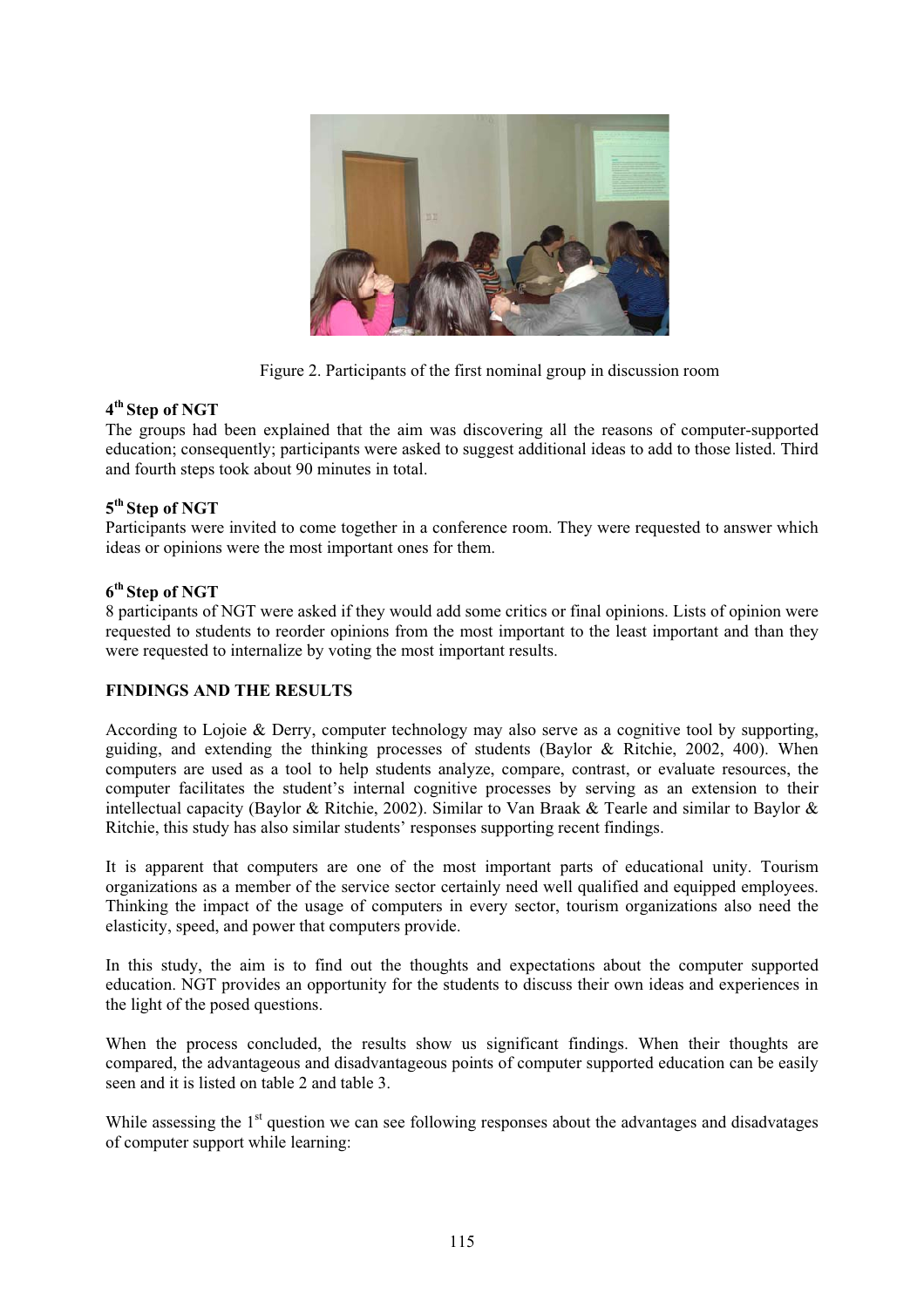Figure 2. Participants of the first nominal group in discussion room

### 4th Step of NGT

The groups had been explained that the aim was discovering all the reasons of computer-supported education; consequently; participants were asked to suggest additional ideas to add to those listed. Third and fourth steps took about 90 minutes in total.

### 5th Step of NGT

Participants were invited to come together in a conference room. They were requested to answer which ideas or opinions were the most important ones for them.

### 6th Step of NGT

8 participants of NGT were asked if they would add some critics or final opinions. Lists of opinion were requested to students to reorder opinions from the most important to the least important and than they were requested to internalize by voting the most important results.

## FINDINGS AND THE RESULTS

According to Lojoie & Derry, computer technology may also serve as a cognitive tool by supporting, guiding, and extending the thinking processes of students (Baylor & Ritchie, 2002, 400). When computers are used as a tool to help students analyze, compare, contrast, or evaluate resources, the computer facilitates the student's internal cognitive processes by serving as an extension to their intellectual capacity (Baylor & Ritchie, 2002). Similar to Van Braak & Tearle and similar to Baylor & Ritchie, this study has also similar students' responses supporting recent findings.

It is apparent that computers are one of the most important parts of educational unity. Tourism organizations as a member of the service sector certainly need well qualified and equipped employees. Thinking the impact of the usage of computers in every sector, tourism organizations also need the elasticity, speed, and power that computers provide.

In this study, the aim is to find out the thoughts and expectations about the computer supported education. NGT provides an opportunity for the students to discuss their own ideas and experiences in the light of the posed questions.

When the process concluded, the results show us significant findings. When their thoughts are compared, the advantageous and disadvantageous points of computer supported education can be easily seen and it is listed on table 2 and table 3.

While assessing the 1st question we can see following responses about the advantages and disadvatages of computer support while learning: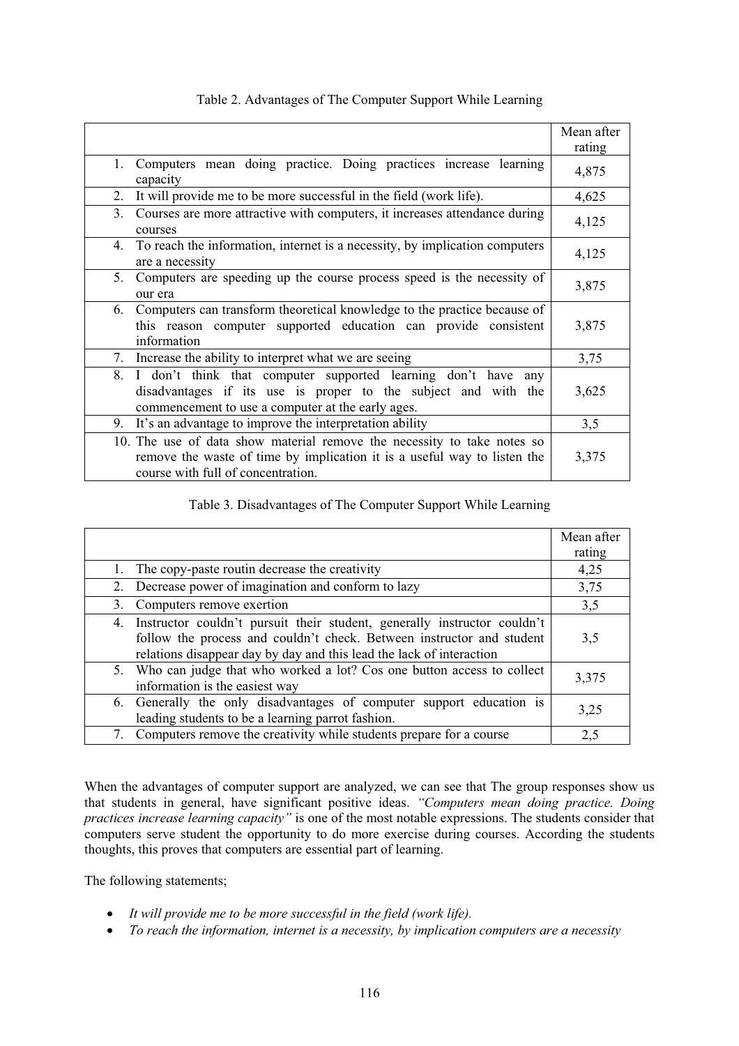Table 2. Advantages of The Computer Support While Learning

| | Mean after rating |
|---|---|
| 1. Computers mean doing practice. Doing practices increase learning capacity | 4,875 |
| 2. It will provide me to be more successful in the field (work life). | 4,625 |
| 3. Courses are more attractive with computers, it increases attendance during courses | 4,125 |
| 4. To reach the information, internet is a necessity, by implication computers are a necessity | 4,125 |
| 5. Computers are speeding up the course process speed is the necessity of our era | 3,875 |
| 6. Computers can transform theoretical knowledge to the practice because of this reason computer supported education can provide consistent information | 3,875 |
| 7. Increase the ability to interpret what we are seeing | 3,75 |
| 8. I don't think that computer supported learning don't have any disadvantages if its use is proper to the subject and with the commencement to use a computer at the early ages. | 3,625 |
| 9. It's an advantage to improve the interpretation ability | 3,5 |
| 10. The use of data show material remove the necessity to take notes so remove the waste of time by implication it is a useful way to listen the course with full of concentration. | 3,375 |

Table 3. Disadvantages of The Computer Support While Learning

| | Mean after rating |
|---|---|
| 1. The copy-paste routin decrease the creativity | 4,25 |
| 2. Decrease power of imagination and conform to lazy | 3,75 |
| 3. Computers remove exertion | 3,5 |
| 4. Instructor couldn't pursuit their student, generally instructor couldn't follow the process and couldn't check. Between instructor and student relations disappear day by day and this lead the lack of interaction | 3,5 |
| 5. Who can judge that who worked a lot? Cos one button access to collect information is the easiest way | 3,375 |
| 6. Generally the only disadvantages of computer support education is leading students to be a learning parrot fashion. | 3,25 |
| 7. Computers remove the creativity while students prepare for a course | 2,5 |

When the advantages of computer support are analyzed, we can see that The group responses show us that students in general, have significant positive ideas. *"Computers mean doing practice. Doing practices increase learning capacity"* is one of the most notable expressions. The students consider that computers serve student the opportunity to do more exercise during courses. According the students thoughts, this proves that computers are essential part of learning.

The following statements;

- *It will provide me to be more successful in the field (work life).*
- *To reach the information, internet is a necessity, by implication computers are a necessity*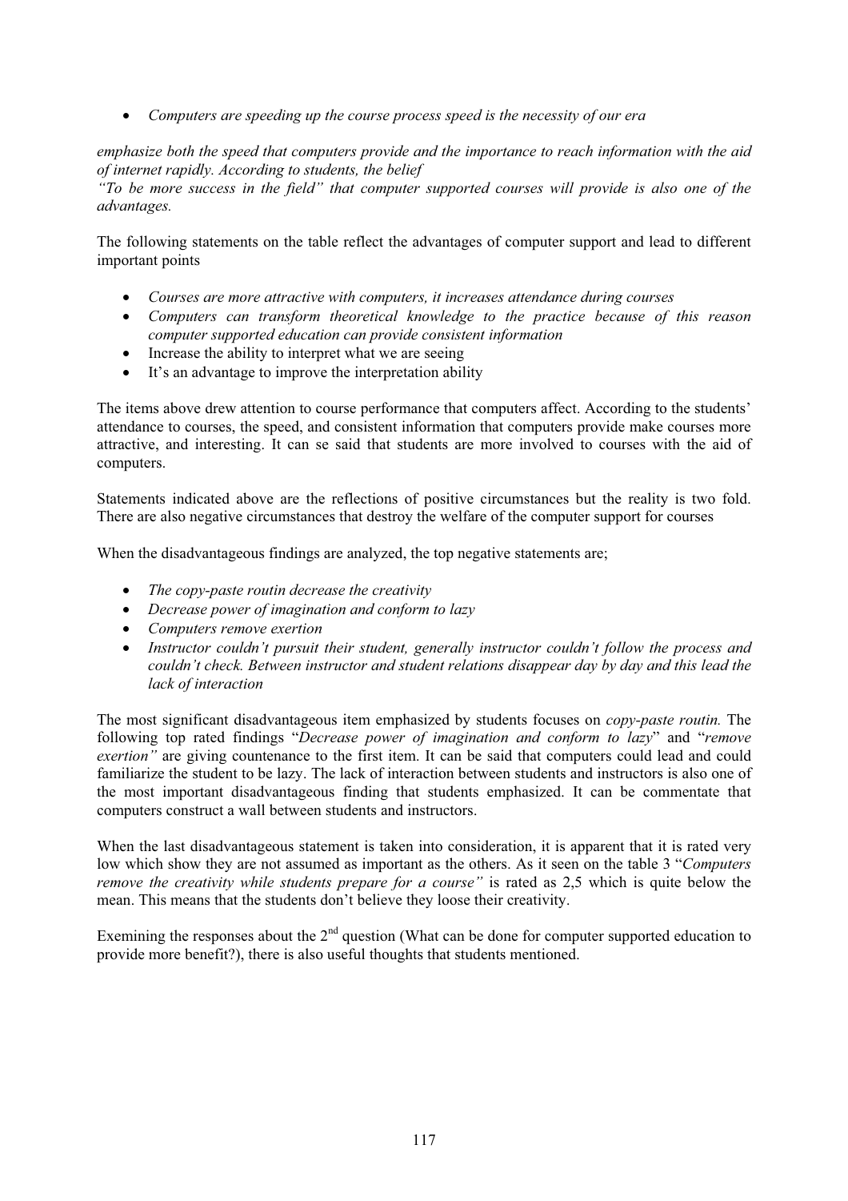- *Computers are speeding up the course process speed is the necessity of our era*

*emphasize both the speed that computers provide and the importance to reach information with the aid of internet rapidly. According to students, the belief*
*"To be more success in the field" that computer supported courses will provide is also one of the advantages.*

The following statements on the table reflect the advantages of computer support and lead to different important points

- *Courses are more attractive with computers, it increases attendance during courses*
- *Computers can transform theoretical knowledge to the practice because of this reason computer supported education can provide consistent information*
- Increase the ability to interpret what we are seeing
- It's an advantage to improve the interpretation ability

The items above drew attention to course performance that computers affect. According to the students' attendance to courses, the speed, and consistent information that computers provide make courses more attractive, and interesting. It can se said that students are more involved to courses with the aid of computers.

Statements indicated above are the reflections of positive circumstances but the reality is two fold. There are also negative circumstances that destroy the welfare of the computer support for courses

When the disadvantageous findings are analyzed, the top negative statements are;

- *The copy-paste routin decrease the creativity*
- *Decrease power of imagination and conform to lazy*
- *Computers remove exertion*
- *Instructor couldn't pursuit their student, generally instructor couldn't follow the process and couldn't check. Between instructor and student relations disappear day by day and this lead the lack of interaction*

The most significant disadvantageous item emphasized by students focuses on *copy-paste routin.* The following top rated findings "*Decrease power of imagination and conform to lazy*" and "*remove exertion"* are giving countenance to the first item. It can be said that computers could lead and could familiarize the student to be lazy. The lack of interaction between students and instructors is also one of the most important disadvantageous finding that students emphasized. It can be commentate that computers construct a wall between students and instructors.

When the last disadvantageous statement is taken into consideration, it is apparent that it is rated very low which show they are not assumed as important as the others. As it seen on the table 3 "*Computers remove the creativity while students prepare for a course"* is rated as 2,5 which is quite below the mean. This means that the students don't believe they loose their creativity.

Exemining the responses about the 2nd question (What can be done for computer supported education to provide more benefit?), there is also useful thoughts that students mentioned.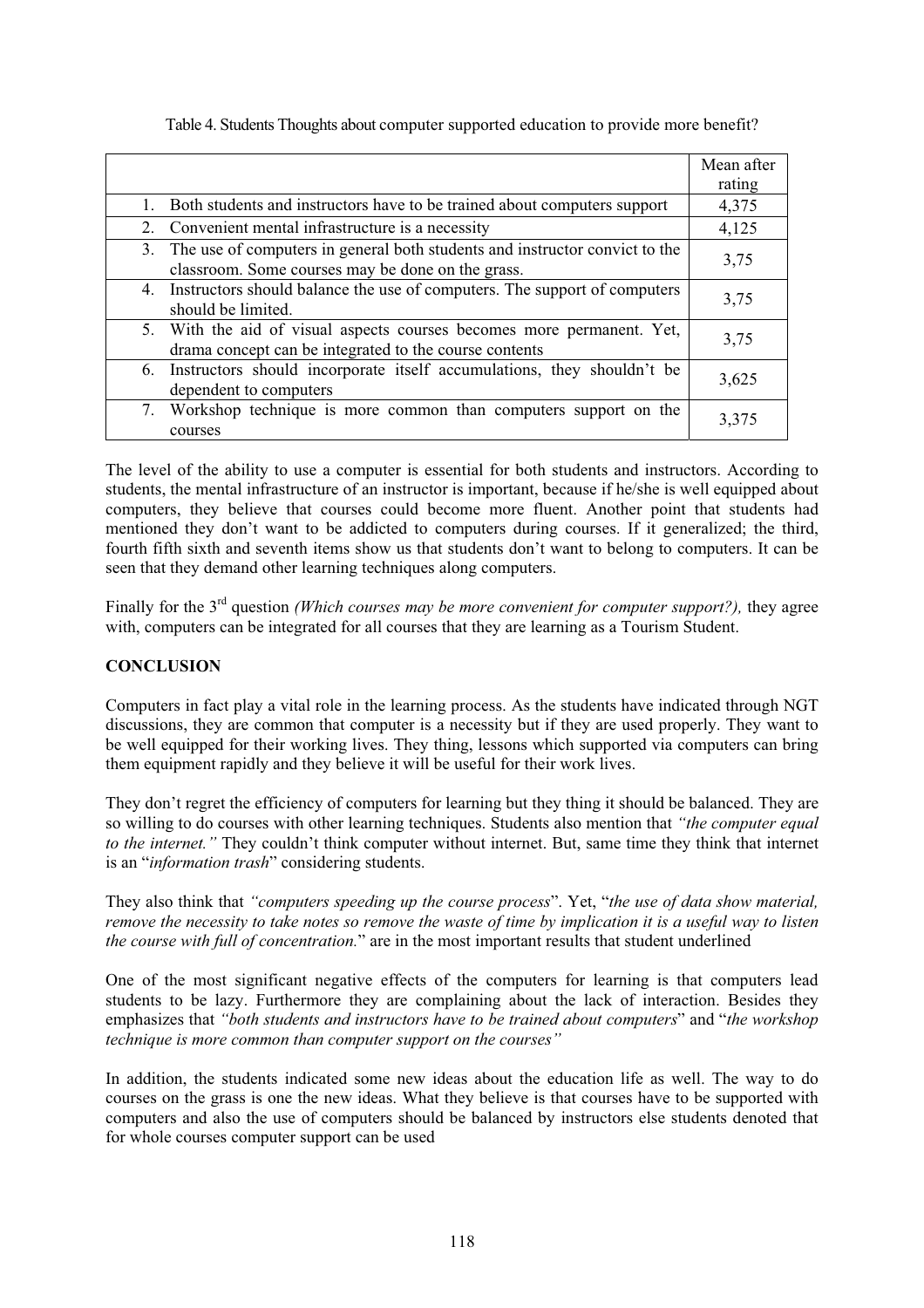Table 4. Students Thoughts about computer supported education to provide more benefit?

| | Mean after rating |
|---|---|
| 1. Both students and instructors have to be trained about computers support | 4,375 |
| 2. Convenient mental infrastructure is a necessity | 4,125 |
| 3. The use of computers in general both students and instructor convict to the classroom. Some courses may be done on the grass. | 3,75 |
| 4. Instructors should balance the use of computers. The support of computers should be limited. | 3,75 |
| 5. With the aid of visual aspects courses becomes more permanent. Yet, drama concept can be integrated to the course contents | 3,75 |
| 6. Instructors should incorporate itself accumulations, they shouldn't be dependent to computers | 3,625 |
| 7. Workshop technique is more common than computers support on the courses | 3,375 |

The level of the ability to use a computer is essential for both students and instructors. According to students, the mental infrastructure of an instructor is important, because if he/she is well equipped about computers, they believe that courses could become more fluent. Another point that students had mentioned they don't want to be addicted to computers during courses. If it generalized; the third, fourth fifth sixth and seventh items show us that students don't want to belong to computers. It can be seen that they demand other learning techniques along computers.

Finally for the 3rd question *(Which courses may be more convenient for computer support?),* they agree with, computers can be integrated for all courses that they are learning as a Tourism Student.

## CONCLUSION

Computers in fact play a vital role in the learning process. As the students have indicated through NGT discussions, they are common that computer is a necessity but if they are used properly. They want to be well equipped for their working lives. They thing, lessons which supported via computers can bring them equipment rapidly and they believe it will be useful for their work lives.

They don't regret the efficiency of computers for learning but they thing it should be balanced. They are so willing to do courses with other learning techniques. Students also mention that *"the computer equal to the internet."* They couldn't think computer without internet. But, same time they think that internet is an "*information trash*" considering students.

They also think that *"computers speeding up the course process*". Yet, "*the use of data show material, remove the necessity to take notes so remove the waste of time by implication it is a useful way to listen the course with full of concentration.*" are in the most important results that student underlined

One of the most significant negative effects of the computers for learning is that computers lead students to be lazy. Furthermore they are complaining about the lack of interaction. Besides they emphasizes that *"both students and instructors have to be trained about computers*" and "*the workshop technique is more common than computer support on the courses"*

In addition, the students indicated some new ideas about the education life as well. The way to do courses on the grass is one the new ideas. What they believe is that courses have to be supported with computers and also the use of computers should be balanced by instructors else students denoted that for whole courses computer support can be used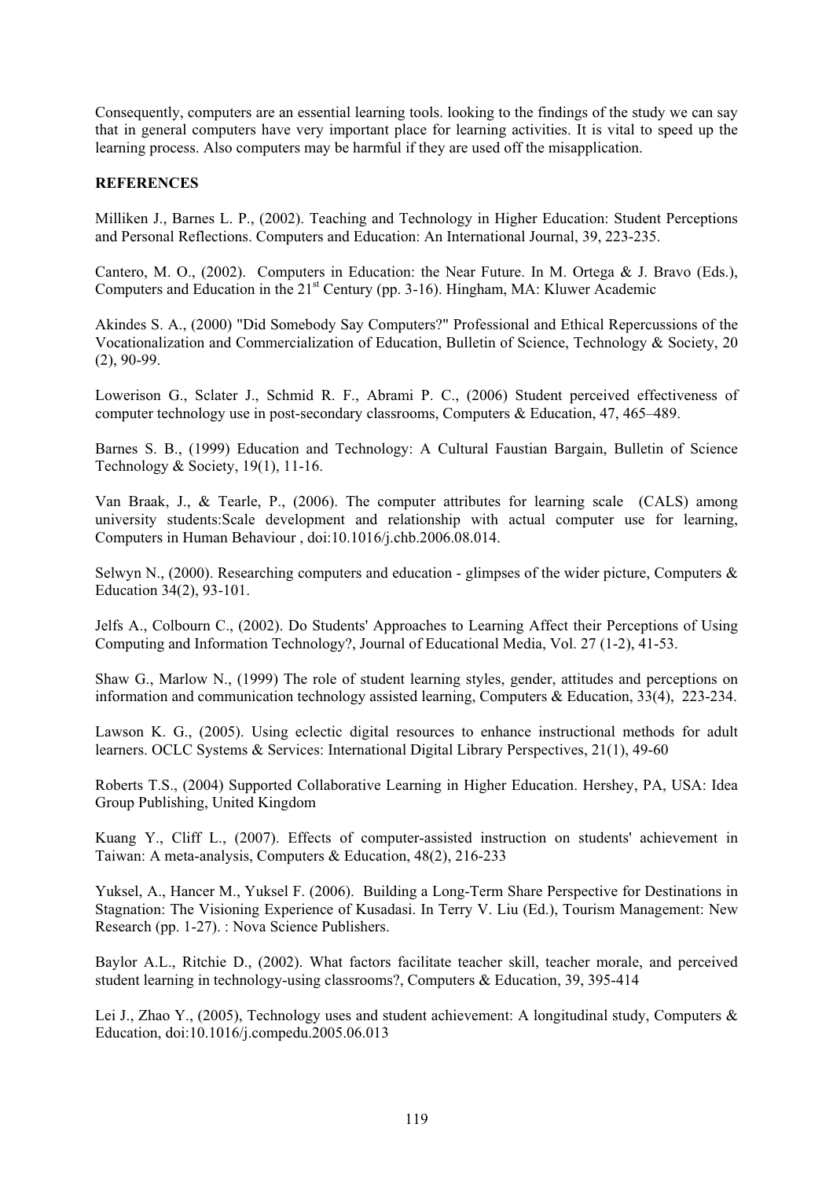Consequently, computers are an essential learning tools. looking to the findings of the study we can say that in general computers have very important place for learning activities. It is vital to speed up the learning process. Also computers may be harmful if they are used off the misapplication.

**REFERENCES**

Milliken J., Barnes L. P., (2002). Teaching and Technology in Higher Education: Student Perceptions and Personal Reflections. Computers and Education: An International Journal, 39, 223-235.

Cantero, M. O., (2002). Computers in Education: the Near Future. In M. Ortega & J. Bravo (Eds.), Computers and Education in the 21st Century (pp. 3-16). Hingham, MA: Kluwer Academic

Akindes S. A., (2000) "Did Somebody Say Computers?" Professional and Ethical Repercussions of the Vocationalization and Commercialization of Education, Bulletin of Science, Technology & Society, 20 (2), 90-99.

Lowerison G., Sclater J., Schmid R. F., Abrami P. C., (2006) Student perceived effectiveness of computer technology use in post-secondary classrooms, Computers & Education, 47, 465–489.

Barnes S. B., (1999) Education and Technology: A Cultural Faustian Bargain, Bulletin of Science Technology & Society, 19(1), 11-16.

Van Braak, J., & Tearle, P., (2006). The computer attributes for learning scale (CALS) among university students:Scale development and relationship with actual computer use for learning, Computers in Human Behaviour , doi:10.1016/j.chb.2006.08.014.

Selwyn N., (2000). Researching computers and education - glimpses of the wider picture, Computers & Education 34(2), 93-101.

Jelfs A., Colbourn C., (2002). Do Students' Approaches to Learning Affect their Perceptions of Using Computing and Information Technology?, Journal of Educational Media, Vol. 27 (1-2), 41-53.

Shaw G., Marlow N., (1999) The role of student learning styles, gender, attitudes and perceptions on information and communication technology assisted learning, Computers & Education, 33(4), 223-234.

Lawson K. G., (2005). Using eclectic digital resources to enhance instructional methods for adult learners. OCLC Systems & Services: International Digital Library Perspectives, 21(1), 49-60

Roberts T.S., (2004) Supported Collaborative Learning in Higher Education. Hershey, PA, USA: Idea Group Publishing, United Kingdom

Kuang Y., Cliff L., (2007). Effects of computer-assisted instruction on students' achievement in Taiwan: A meta-analysis, Computers & Education, 48(2), 216-233

Yuksel, A., Hancer M., Yuksel F. (2006). Building a Long-Term Share Perspective for Destinations in Stagnation: The Visioning Experience of Kusadasi. In Terry V. Liu (Ed.), Tourism Management: New Research (pp. 1-27). : Nova Science Publishers.

Baylor A.L., Ritchie D., (2002). What factors facilitate teacher skill, teacher morale, and perceived student learning in technology-using classrooms?, Computers & Education, 39, 395-414

Lei J., Zhao Y., (2005), Technology uses and student achievement: A longitudinal study, Computers & Education, doi:10.1016/j.compedu.2005.06.013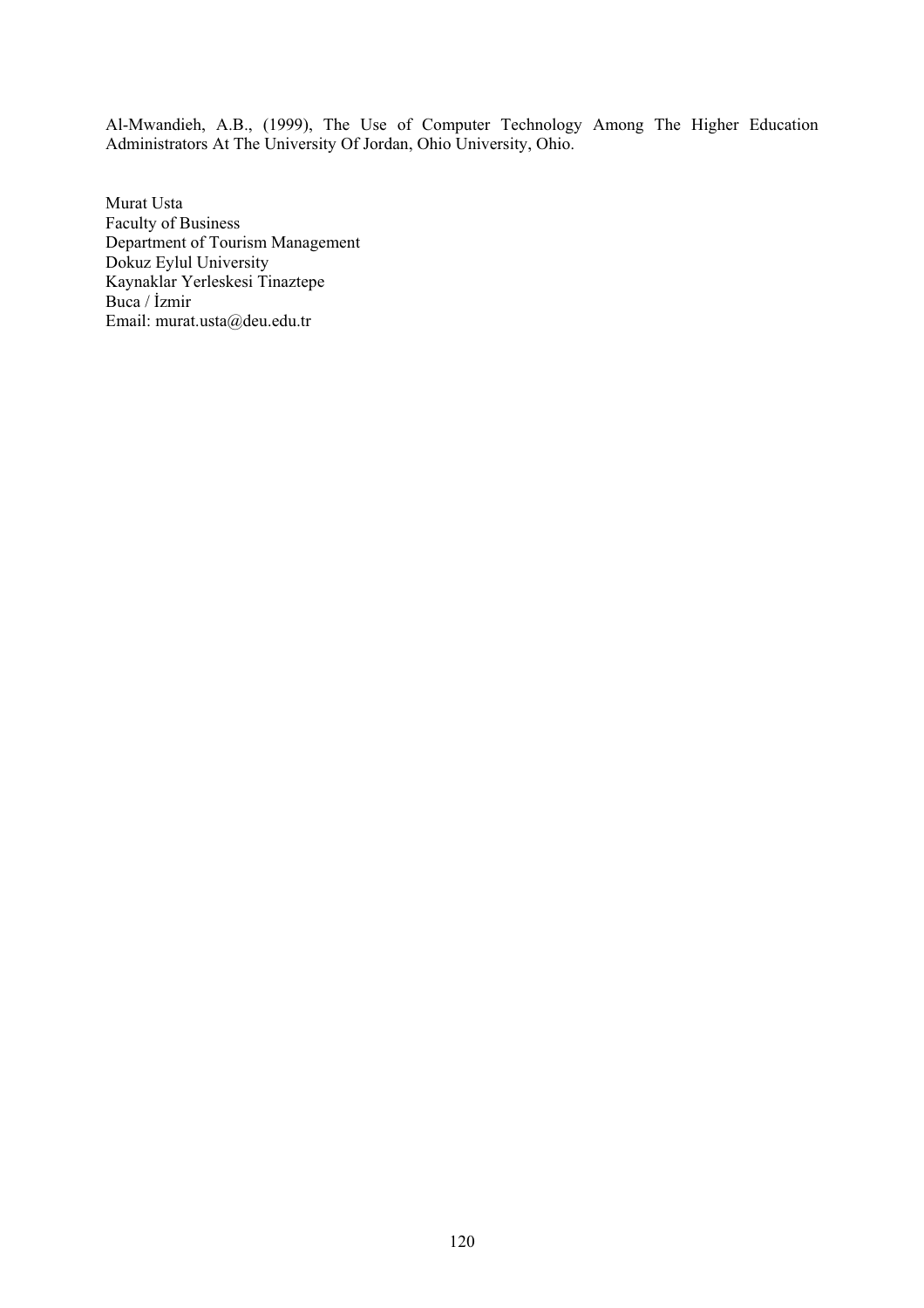Al-Mwandieh, A.B., (1999), The Use of Computer Technology Among The Higher Education Administrators At The University Of Jordan, Ohio University, Ohio.

Murat Usta  
Faculty of Business  
Department of Tourism Management  
Dokuz Eylul University  
Kaynaklar Yerleskesi Tinaztepe  
Buca / İzmir  
Email: murat.usta@deu.edu.tr